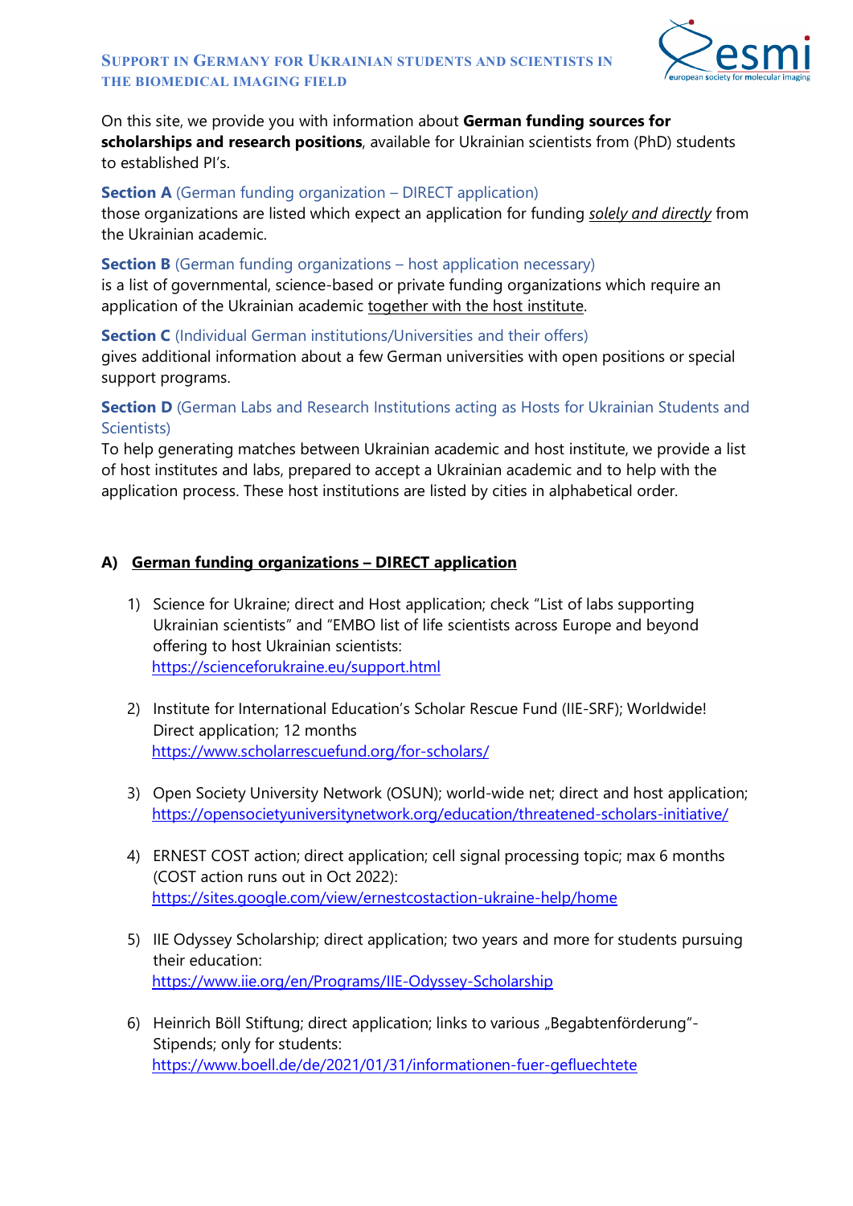# Support in Germany for Ukrainian students and scientists in the biomedical imaging field

On this site, we provide you with information about **German funding sources for scholarships and research positions**, available for Ukrainian scientists from (PhD) students to established PI's.

**Section A** (German funding organization – DIRECT application)
those organizations are listed which expect an application for funding ***solely and directly*** from the Ukrainian academic.

**Section B** (German funding organizations – host application necessary)
is a list of governmental, science-based or private funding organizations which require an application of the Ukrainian academic together with the host institute.

**Section C** (Individual German institutions/Universities and their offers)
gives additional information about a few German universities with open positions or special support programs.

**Section D** (German Labs and Research Institutions acting as Hosts for Ukrainian Students and Scientists)
To help generating matches between Ukrainian academic and host institute, we provide a list of host institutes and labs, prepared to accept a Ukrainian academic and to help with the application process. These host institutions are listed by cities in alphabetical order.

## A) German funding organizations – DIRECT application

1) Science for Ukraine; direct and Host application; check "List of labs supporting Ukrainian scientists" and "EMBO list of life scientists across Europe and beyond offering to host Ukrainian scientists:
   https://scienceforukraine.eu/support.html

2) Institute for International Education's Scholar Rescue Fund (IIE-SRF); Worldwide! Direct application; 12 months
   https://www.scholarrescuefund.org/for-scholars/

3) Open Society University Network (OSUN); world-wide net; direct and host application;
   https://opensocietyuniversitynetwork.org/education/threatened-scholars-initiative/

4) ERNEST COST action; direct application; cell signal processing topic; max 6 months (COST action runs out in Oct 2022):
   https://sites.google.com/view/ernestcostaction-ukraine-help/home

5) IIE Odyssey Scholarship; direct application; two years and more for students pursuing their education:
   https://www.iie.org/en/Programs/IIE-Odyssey-Scholarship

6) Heinrich Böll Stiftung; direct application; links to various „Begabtenförderung"-Stipends; only for students:
   https://www.boell.de/de/2021/01/31/informationen-fuer-gefluechtete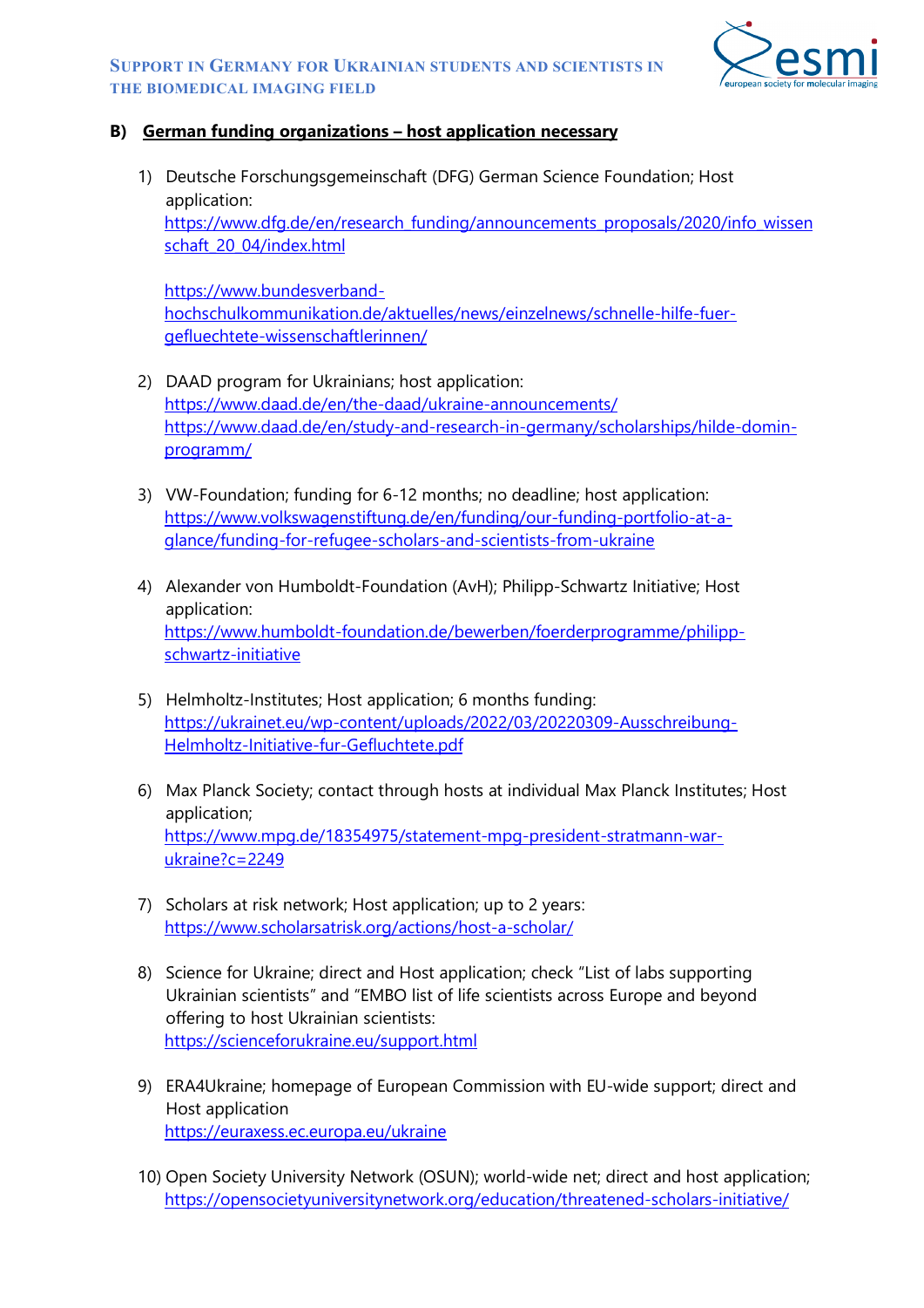## B) German funding organizations – host application necessary

1) Deutsche Forschungsgemeinschaft (DFG) German Science Foundation; Host application:
   https://www.dfg.de/en/research_funding/announcements_proposals/2020/info_wissenschaft_20_04/index.html

   https://www.bundesverband-hochschulkommunikation.de/aktuelles/news/einzelnews/schnelle-hilfe-fuer-gefluechtete-wissenschaftlerinnen/

2) DAAD program for Ukrainians; host application:
   https://www.daad.de/en/the-daad/ukraine-announcements/
   https://www.daad.de/en/study-and-research-in-germany/scholarships/hilde-domin-programm/

3) VW-Foundation; funding for 6-12 months; no deadline; host application:
   https://www.volkswagenstiftung.de/en/funding/our-funding-portfolio-at-a-glance/funding-for-refugee-scholars-and-scientists-from-ukraine

4) Alexander von Humboldt-Foundation (AvH); Philipp-Schwartz Initiative; Host application:
   https://www.humboldt-foundation.de/bewerben/foerderprogramme/philipp-schwartz-initiative

5) Helmholtz-Institutes; Host application; 6 months funding:
   https://ukrainet.eu/wp-content/uploads/2022/03/20220309-Ausschreibung-Helmholtz-Initiative-fur-Gefluchtete.pdf

6) Max Planck Society; contact through hosts at individual Max Planck Institutes; Host application;
   https://www.mpg.de/18354975/statement-mpg-president-stratmann-war-ukraine?c=2249

7) Scholars at risk network; Host application; up to 2 years:
   https://www.scholarsatrisk.org/actions/host-a-scholar/

8) Science for Ukraine; direct and Host application; check "List of labs supporting Ukrainian scientists" and "EMBO list of life scientists across Europe and beyond offering to host Ukrainian scientists:
   https://scienceforukraine.eu/support.html

9) ERA4Ukraine; homepage of European Commission with EU-wide support; direct and Host application
   https://euraxess.ec.europa.eu/ukraine

10) Open Society University Network (OSUN); world-wide net; direct and host application;
    https://opensocietyuniversitynetwork.org/education/threatened-scholars-initiative/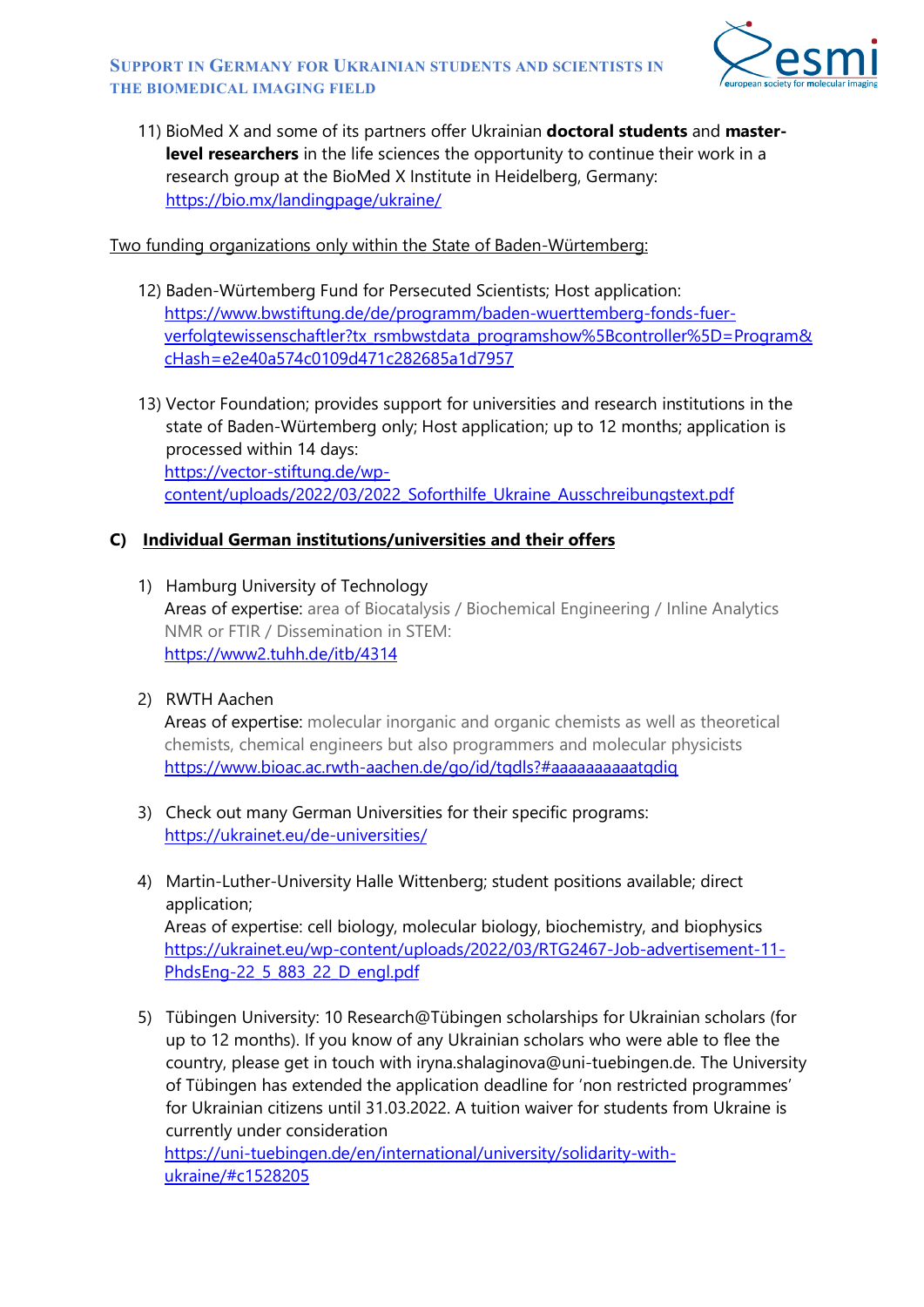11) BioMed X and some of its partners offer Ukrainian **doctoral students** and **master-level researchers** in the life sciences the opportunity to continue their work in a research group at the BioMed X Institute in Heidelberg, Germany: https://bio.mx/landingpage/ukraine/

Two funding organizations only within the State of Baden-Würtemberg:

12) Baden-Würtemberg Fund for Persecuted Scientists; Host application: https://www.bwstiftung.de/de/programm/baden-wuerttemberg-fonds-fuer-verfolgtewissenschaftler?tx_rsmbwstdata_programshow%5Bcontroller%5D=Program&cHash=e2e40a574c0109d471c282685a1d7957

13) Vector Foundation; provides support for universities and research institutions in the state of Baden-Würtemberg only; Host application; up to 12 months; application is processed within 14 days: https://vector-stiftung.de/wp-content/uploads/2022/03/2022_Soforthilfe_Ukraine_Ausschreibungstext.pdf

## C) Individual German institutions/universities and their offers

1) Hamburg University of Technology
Areas of expertise: area of Biocatalysis / Biochemical Engineering / Inline Analytics NMR or FTIR / Dissemination in STEM: https://www2.tuhh.de/itb/4314

2) RWTH Aachen
Areas of expertise: molecular inorganic and organic chemists as well as theoretical chemists, chemical engineers but also programmers and molecular physicists https://www.bioac.ac.rwth-aachen.de/go/id/tqdls?#aaaaaaaaaatqdiq

3) Check out many German Universities for their specific programs: https://ukrainet.eu/de-universities/

4) Martin-Luther-University Halle Wittenberg; student positions available; direct application;
Areas of expertise: cell biology, molecular biology, biochemistry, and biophysics https://ukrainet.eu/wp-content/uploads/2022/03/RTG2467-Job-advertisement-11-PhdsEng-22_5_883_22_D_engl.pdf

5) Tübingen University: 10 Research@Tübingen scholarships for Ukrainian scholars (for up to 12 months). If you know of any Ukrainian scholars who were able to flee the country, please get in touch with iryna.shalaginova@uni-tuebingen.de. The University of Tübingen has extended the application deadline for 'non restricted programmes' for Ukrainian citizens until 31.03.2022. A tuition waiver for students from Ukraine is currently under consideration https://uni-tuebingen.de/en/international/university/solidarity-with-ukraine/#c1528205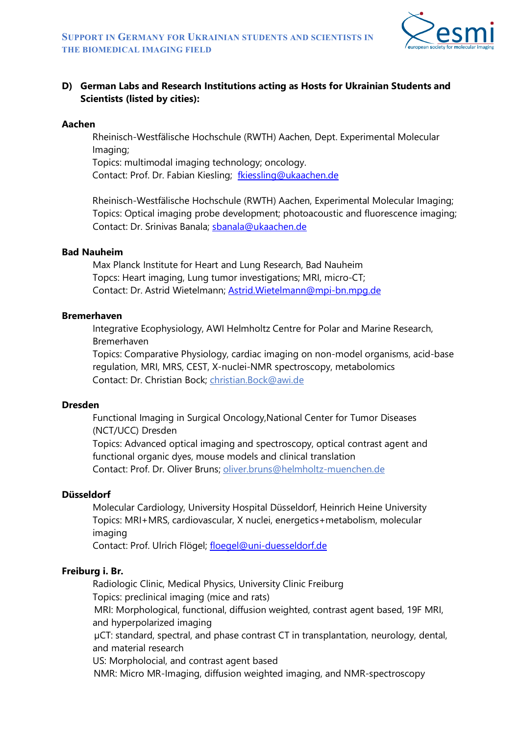**D) German Labs and Research Institutions acting as Hosts for Ukrainian Students and Scientists (listed by cities):**

**Aachen**

Rheinisch-Westfälische Hochschule (RWTH) Aachen, Dept. Experimental Molecular Imaging;
Topics: multimodal imaging technology; oncology.
Contact: Prof. Dr. Fabian Kiesling; fkiessling@ukaachen.de

Rheinisch-Westfälische Hochschule (RWTH) Aachen, Experimental Molecular Imaging;
Topics: Optical imaging probe development; photoacoustic and fluorescence imaging;
Contact: Dr. Srinivas Banala; sbanala@ukaachen.de

**Bad Nauheim**

Max Planck Institute for Heart and Lung Research, Bad Nauheim
Topcs: Heart imaging, Lung tumor investigations; MRI, micro-CT;
Contact: Dr. Astrid Wietelmann; Astrid.Wietelmann@mpi-bn.mpg.de

**Bremerhaven**

Integrative Ecophysiology, AWI Helmholtz Centre for Polar and Marine Research, Bremerhaven
Topics: Comparative Physiology, cardiac imaging on non-model organisms, acid-base regulation, MRI, MRS, CEST, X-nuclei-NMR spectroscopy, metabolomics
Contact: Dr. Christian Bock; christian.Bock@awi.de

**Dresden**

Functional Imaging in Surgical Oncology,National Center for Tumor Diseases (NCT/UCC) Dresden
Topics: Advanced optical imaging and spectroscopy, optical contrast agent and functional organic dyes, mouse models and clinical translation
Contact: Prof. Dr. Oliver Bruns; oliver.bruns@helmholtz-muenchen.de

**Düsseldorf**

Molecular Cardiology, University Hospital Düsseldorf, Heinrich Heine University
Topics: MRI+MRS, cardiovascular, X nuclei, energetics+metabolism, molecular imaging
Contact: Prof. Ulrich Flögel; floegel@uni-duesseldorf.de

**Freiburg i. Br.**

Radiologic Clinic, Medical Physics, University Clinic Freiburg
Topics: preclinical imaging (mice and rats)
MRI: Morphological, functional, diffusion weighted, contrast agent based, 19F MRI, and hyperpolarized imaging
µCT: standard, spectral, and phase contrast CT in transplantation, neurology, dental, and material research
US: Morpholocial, and contrast agent based
NMR: Micro MR-Imaging, diffusion weighted imaging, and NMR-spectroscopy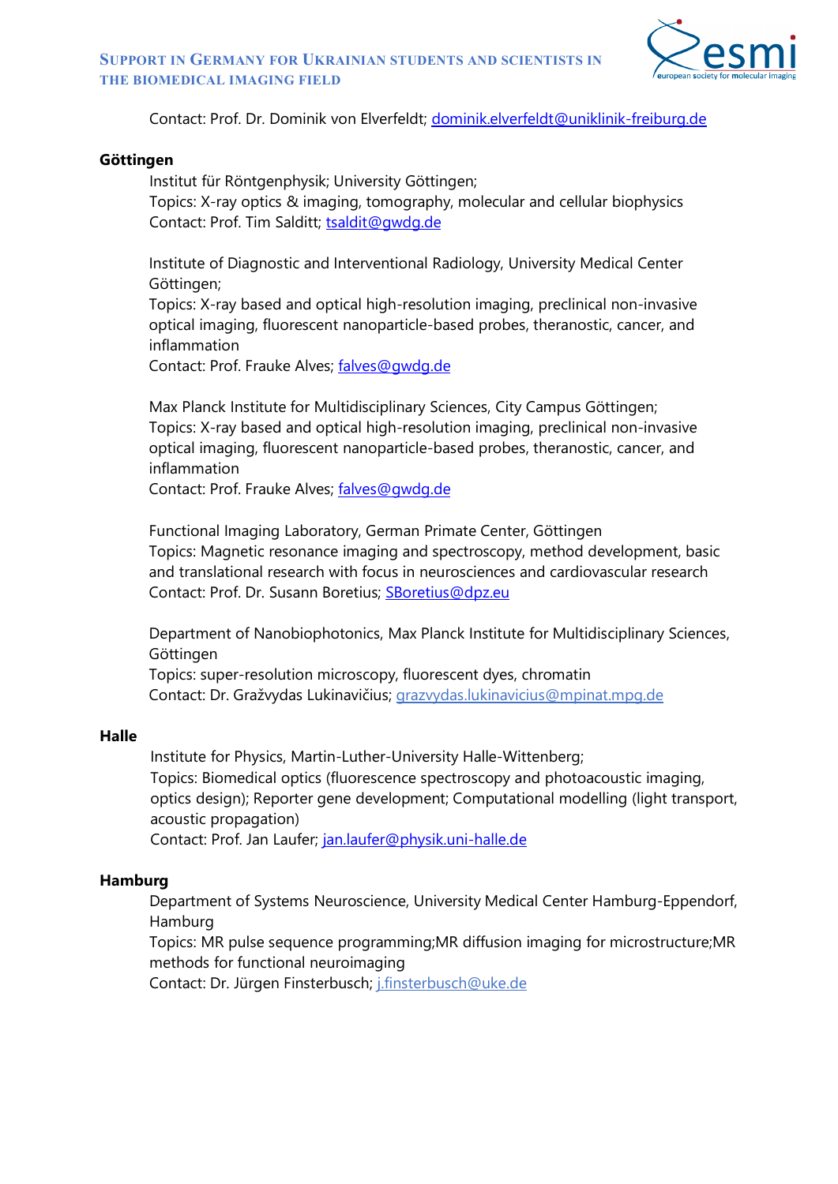Contact: Prof. Dr. Dominik von Elverfeldt; dominik.elverfeldt@uniklinik-freiburg.de

**Göttingen**

Institut für Röntgenphysik; University Göttingen;
Topics: X-ray optics & imaging, tomography, molecular and cellular biophysics
Contact: Prof. Tim Salditt; tsaldit@gwdg.de

Institute of Diagnostic and Interventional Radiology, University Medical Center Göttingen;
Topics: X-ray based and optical high-resolution imaging, preclinical non-invasive optical imaging, fluorescent nanoparticle-based probes, theranostic, cancer, and inflammation
Contact: Prof. Frauke Alves; falves@gwdg.de

Max Planck Institute for Multidisciplinary Sciences, City Campus Göttingen;
Topics: X-ray based and optical high-resolution imaging, preclinical non-invasive optical imaging, fluorescent nanoparticle-based probes, theranostic, cancer, and inflammation
Contact: Prof. Frauke Alves; falves@gwdg.de

Functional Imaging Laboratory, German Primate Center, Göttingen
Topics: Magnetic resonance imaging and spectroscopy, method development, basic and translational research with focus in neurosciences and cardiovascular research
Contact: Prof. Dr. Susann Boretius; SBoretius@dpz.eu

Department of Nanobiophotonics, Max Planck Institute for Multidisciplinary Sciences, Göttingen
Topics: super-resolution microscopy, fluorescent dyes, chromatin
Contact: Dr. Gražvydas Lukinavičius; grazvydas.lukinavicius@mpinat.mpg.de

**Halle**

Institute for Physics, Martin-Luther-University Halle-Wittenberg;
Topics: Biomedical optics (fluorescence spectroscopy and photoacoustic imaging, optics design); Reporter gene development; Computational modelling (light transport, acoustic propagation)
Contact: Prof. Jan Laufer; jan.laufer@physik.uni-halle.de

**Hamburg**

Department of Systems Neuroscience, University Medical Center Hamburg-Eppendorf, Hamburg
Topics: MR pulse sequence programming;MR diffusion imaging for microstructure;MR methods for functional neuroimaging
Contact: Dr. Jürgen Finsterbusch; j.finsterbusch@uke.de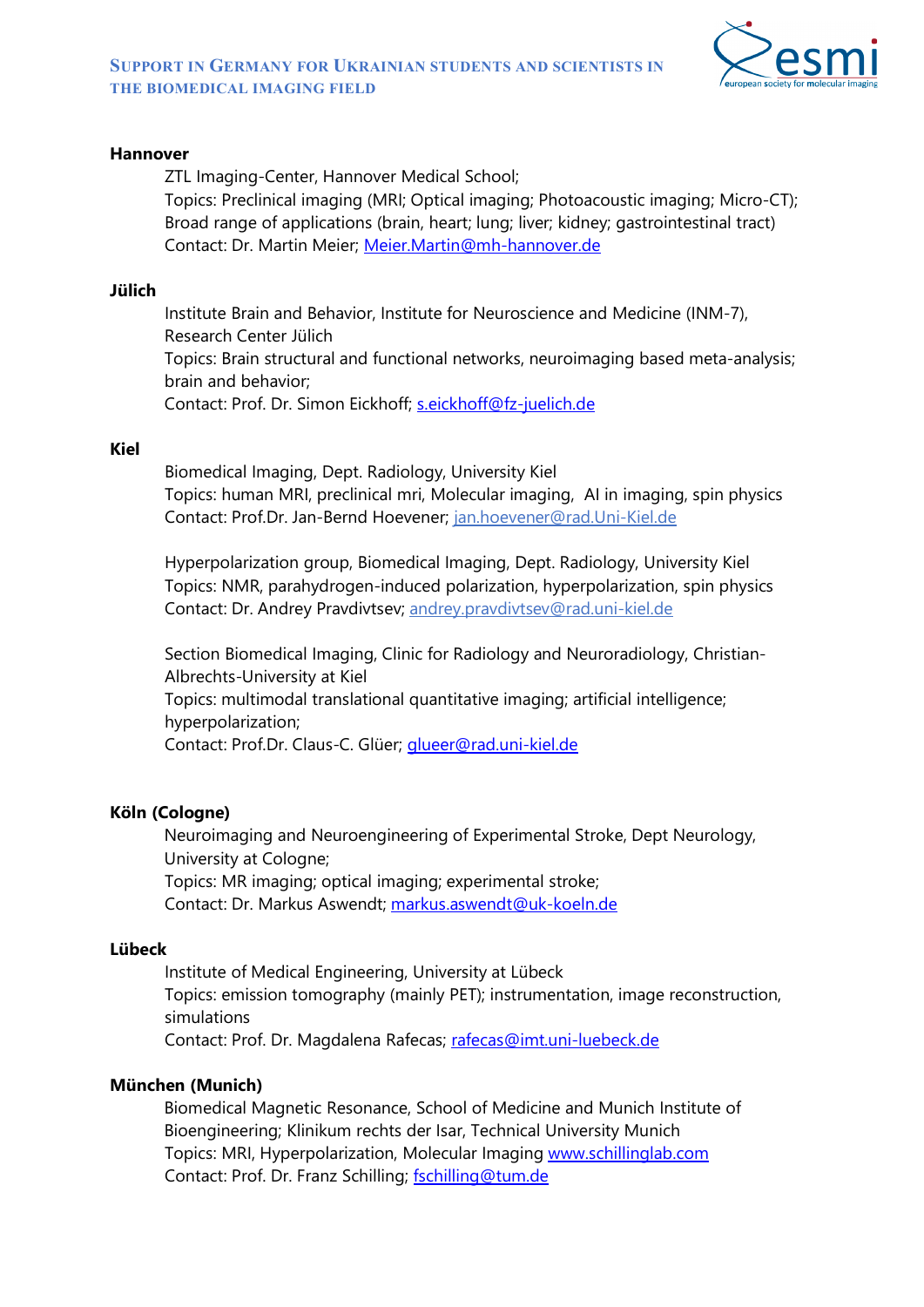**Hannover**

ZTL Imaging-Center, Hannover Medical School;
Topics: Preclinical imaging (MRI; Optical imaging; Photoacoustic imaging; Micro-CT); Broad range of applications (brain, heart; lung; liver; kidney; gastrointestinal tract)
Contact: Dr. Martin Meier; Meier.Martin@mh-hannover.de

**Jülich**

Institute Brain and Behavior, Institute for Neuroscience and Medicine (INM-7), Research Center Jülich
Topics: Brain structural and functional networks, neuroimaging based meta-analysis; brain and behavior;
Contact: Prof. Dr. Simon Eickhoff; s.eickhoff@fz-juelich.de

**Kiel**

Biomedical Imaging, Dept. Radiology, University Kiel
Topics: human MRI, preclinical mri, Molecular imaging, AI in imaging, spin physics
Contact: Prof.Dr. Jan-Bernd Hoevener; jan.hoevener@rad.Uni-Kiel.de

Hyperpolarization group, Biomedical Imaging, Dept. Radiology, University Kiel
Topics: NMR, parahydrogen-induced polarization, hyperpolarization, spin physics
Contact: Dr. Andrey Pravdivtsev; andrey.pravdivtsev@rad.uni-kiel.de

Section Biomedical Imaging, Clinic for Radiology and Neuroradiology, Christian-Albrechts-University at Kiel
Topics: multimodal translational quantitative imaging; artificial intelligence; hyperpolarization;
Contact: Prof.Dr. Claus-C. Glüer; glueer@rad.uni-kiel.de

**Köln (Cologne)**

Neuroimaging and Neuroengineering of Experimental Stroke, Dept Neurology, University at Cologne;
Topics: MR imaging; optical imaging; experimental stroke;
Contact: Dr. Markus Aswendt; markus.aswendt@uk-koeln.de

**Lübeck**

Institute of Medical Engineering, University at Lübeck
Topics: emission tomography (mainly PET); instrumentation, image reconstruction, simulations
Contact: Prof. Dr. Magdalena Rafecas; rafecas@imt.uni-luebeck.de

**München (Munich)**

Biomedical Magnetic Resonance, School of Medicine and Munich Institute of Bioengineering; Klinikum rechts der Isar, Technical University Munich
Topics: MRI, Hyperpolarization, Molecular Imaging www.schillinglab.com
Contact: Prof. Dr. Franz Schilling; fschilling@tum.de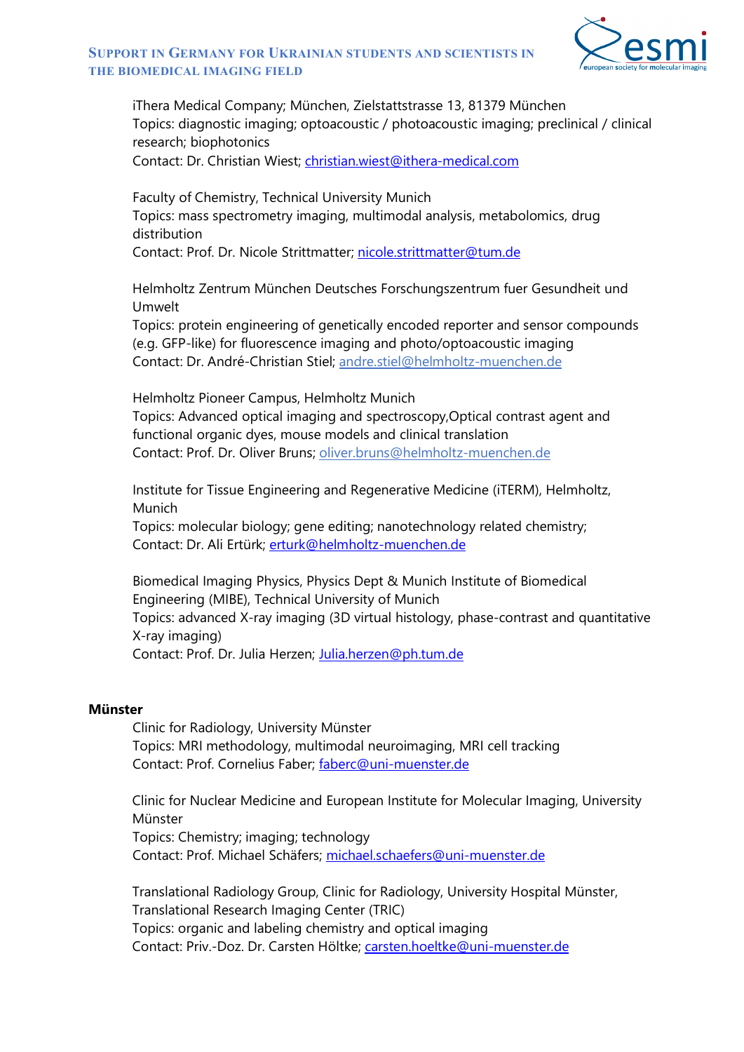iThera Medical Company; München, Zielstattstrasse 13, 81379 München
Topics: diagnostic imaging; optoacoustic / photoacoustic imaging; preclinical / clinical research; biophotonics
Contact: Dr. Christian Wiest; christian.wiest@ithera-medical.com

Faculty of Chemistry, Technical University Munich
Topics: mass spectrometry imaging, multimodal analysis, metabolomics, drug distribution
Contact: Prof. Dr. Nicole Strittmatter; nicole.strittmatter@tum.de

Helmholtz Zentrum München Deutsches Forschungszentrum fuer Gesundheit und Umwelt
Topics: protein engineering of genetically encoded reporter and sensor compounds (e.g. GFP-like) for fluorescence imaging and photo/optoacoustic imaging
Contact: Dr. André-Christian Stiel; andre.stiel@helmholtz-muenchen.de

Helmholtz Pioneer Campus, Helmholtz Munich
Topics: Advanced optical imaging and spectroscopy,Optical contrast agent and functional organic dyes, mouse models and clinical translation
Contact: Prof. Dr. Oliver Bruns; oliver.bruns@helmholtz-muenchen.de

Institute for Tissue Engineering and Regenerative Medicine (iTERM), Helmholtz, Munich
Topics: molecular biology; gene editing; nanotechnology related chemistry;
Contact: Dr. Ali Ertürk; erturk@helmholtz-muenchen.de

Biomedical Imaging Physics, Physics Dept & Munich Institute of Biomedical Engineering (MIBE), Technical University of Munich
Topics: advanced X-ray imaging (3D virtual histology, phase-contrast and quantitative X-ray imaging)
Contact: Prof. Dr. Julia Herzen; Julia.herzen@ph.tum.de

**Münster**

Clinic for Radiology, University Münster
Topics: MRI methodology, multimodal neuroimaging, MRI cell tracking
Contact: Prof. Cornelius Faber; faberc@uni-muenster.de

Clinic for Nuclear Medicine and European Institute for Molecular Imaging, University Münster
Topics: Chemistry; imaging; technology
Contact: Prof. Michael Schäfers; michael.schaefers@uni-muenster.de

Translational Radiology Group, Clinic for Radiology, University Hospital Münster, Translational Research Imaging Center (TRIC)
Topics: organic and labeling chemistry and optical imaging
Contact: Priv.-Doz. Dr. Carsten Höltke; carsten.hoeltke@uni-muenster.de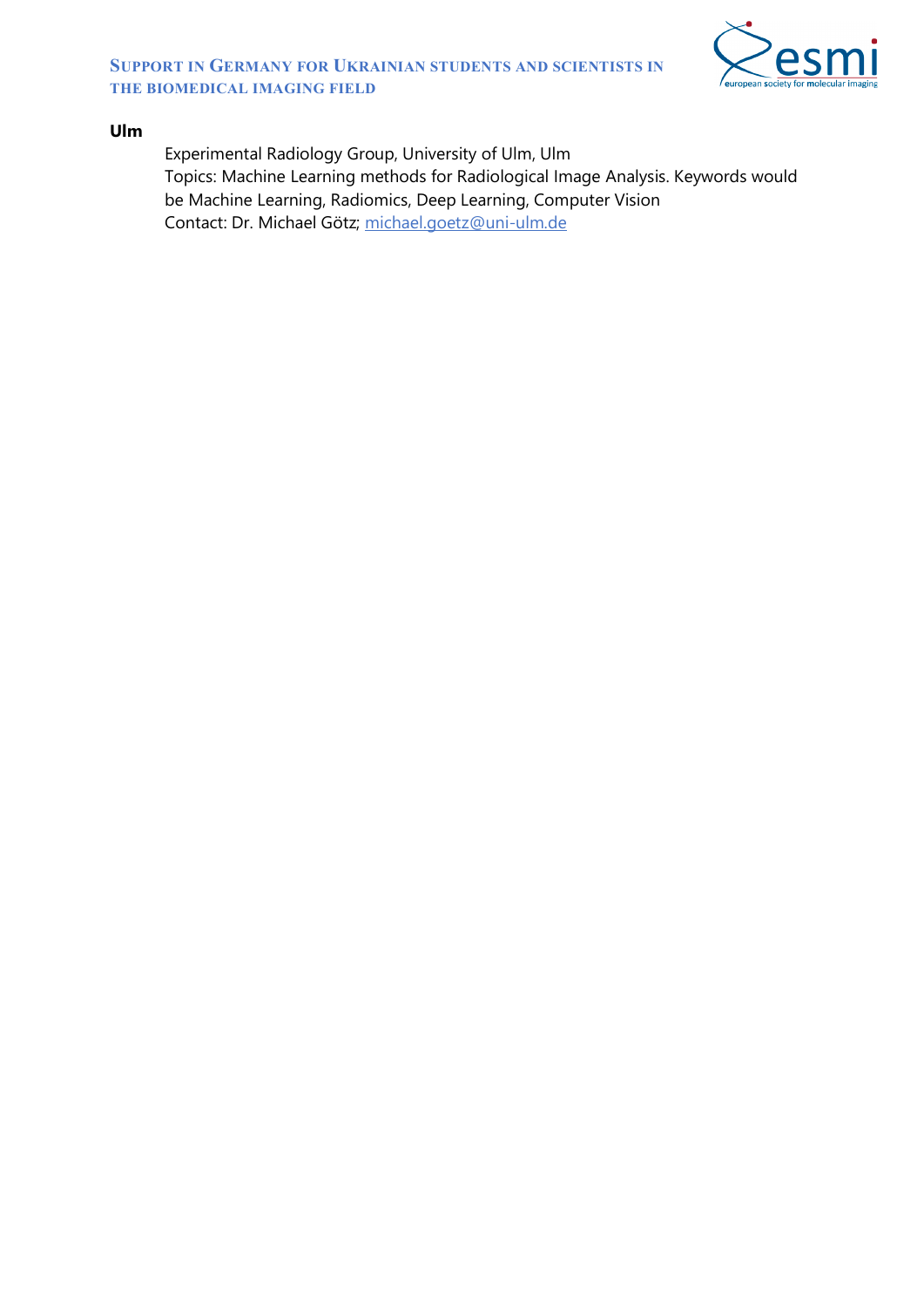**Ulm**

Experimental Radiology Group, University of Ulm, Ulm
Topics: Machine Learning methods for Radiological Image Analysis. Keywords would be Machine Learning, Radiomics, Deep Learning, Computer Vision
Contact: Dr. Michael Götz; michael.goetz@uni-ulm.de